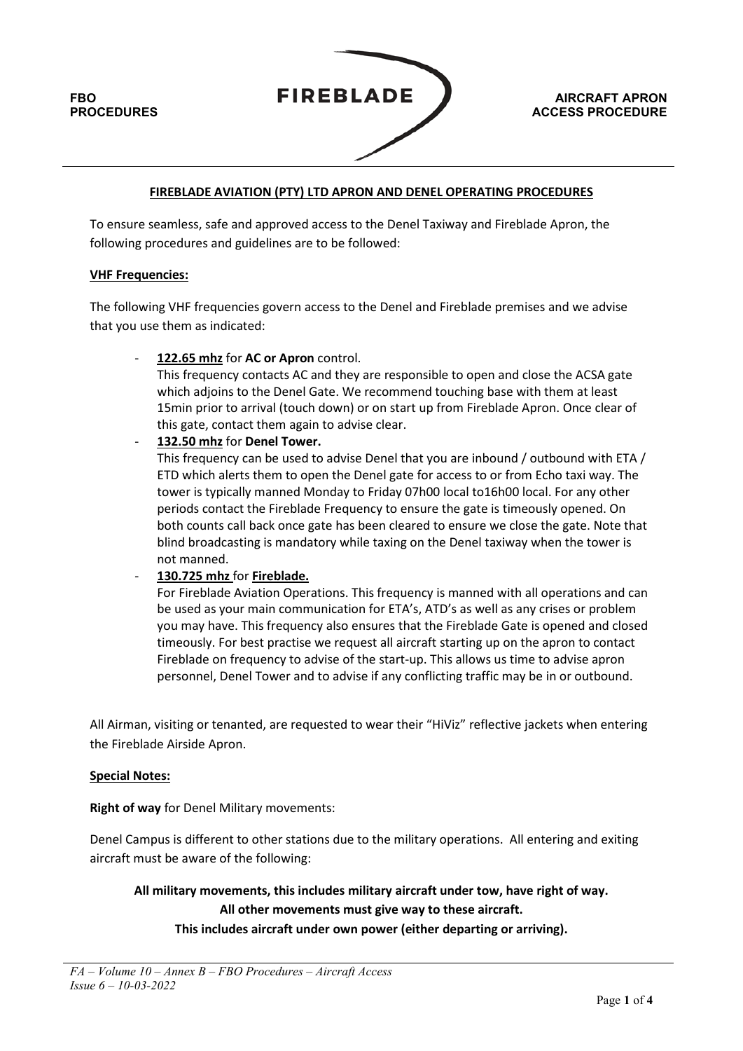## FIREBLADE AVIATION (PTY) LTD APRON AND DENEL OPERATING PROCEDURES

To ensure seamless, safe and approved access to the Denel Taxiway and Fireblade Apron, the following procedures and guidelines are to be followed:

### VHF Frequencies:

The following VHF frequencies govern access to the Denel and Fireblade premises and we advise that you use them as indicated:

- **122.65 mhz** for **AC or Apron** control.
  This frequency contacts AC and they are responsible to open and close the ACSA gate which adjoins to the Denel Gate. We recommend touching base with them at least 15min prior to arrival (touch down) or on start up from Fireblade Apron. Once clear of this gate, contact them again to advise clear.
- **132.50 mhz** for **Denel Tower.**
  This frequency can be used to advise Denel that you are inbound / outbound with ETA / ETD which alerts them to open the Denel gate for access to or from Echo taxi way. The tower is typically manned Monday to Friday 07h00 local to16h00 local. For any other periods contact the Fireblade Frequency to ensure the gate is timeously opened. On both counts call back once gate has been cleared to ensure we close the gate. Note that blind broadcasting is mandatory while taxing on the Denel taxiway when the tower is not manned.
- **130.725 mhz** for **Fireblade.**
  For Fireblade Aviation Operations. This frequency is manned with all operations and can be used as your main communication for ETA's, ATD's as well as any crises or problem you may have. This frequency also ensures that the Fireblade Gate is opened and closed timeously. For best practise we request all aircraft starting up on the apron to contact Fireblade on frequency to advise of the start-up. This allows us time to advise apron personnel, Denel Tower and to advise if any conflicting traffic may be in or outbound.

All Airman, visiting or tenanted, are requested to wear their "HiViz" reflective jackets when entering the Fireblade Airside Apron.

### Special Notes:

**Right of way** for Denel Military movements:

Denel Campus is different to other stations due to the military operations. All entering and exiting aircraft must be aware of the following:

**All military movements, this includes military aircraft under tow, have right of way.**
**All other movements must give way to these aircraft.**
**This includes aircraft under own power (either departing or arriving).**

*FA – Volume 10 – Annex B – FBO Procedures – Aircraft Access*
*Issue 6 – 10-03-2022*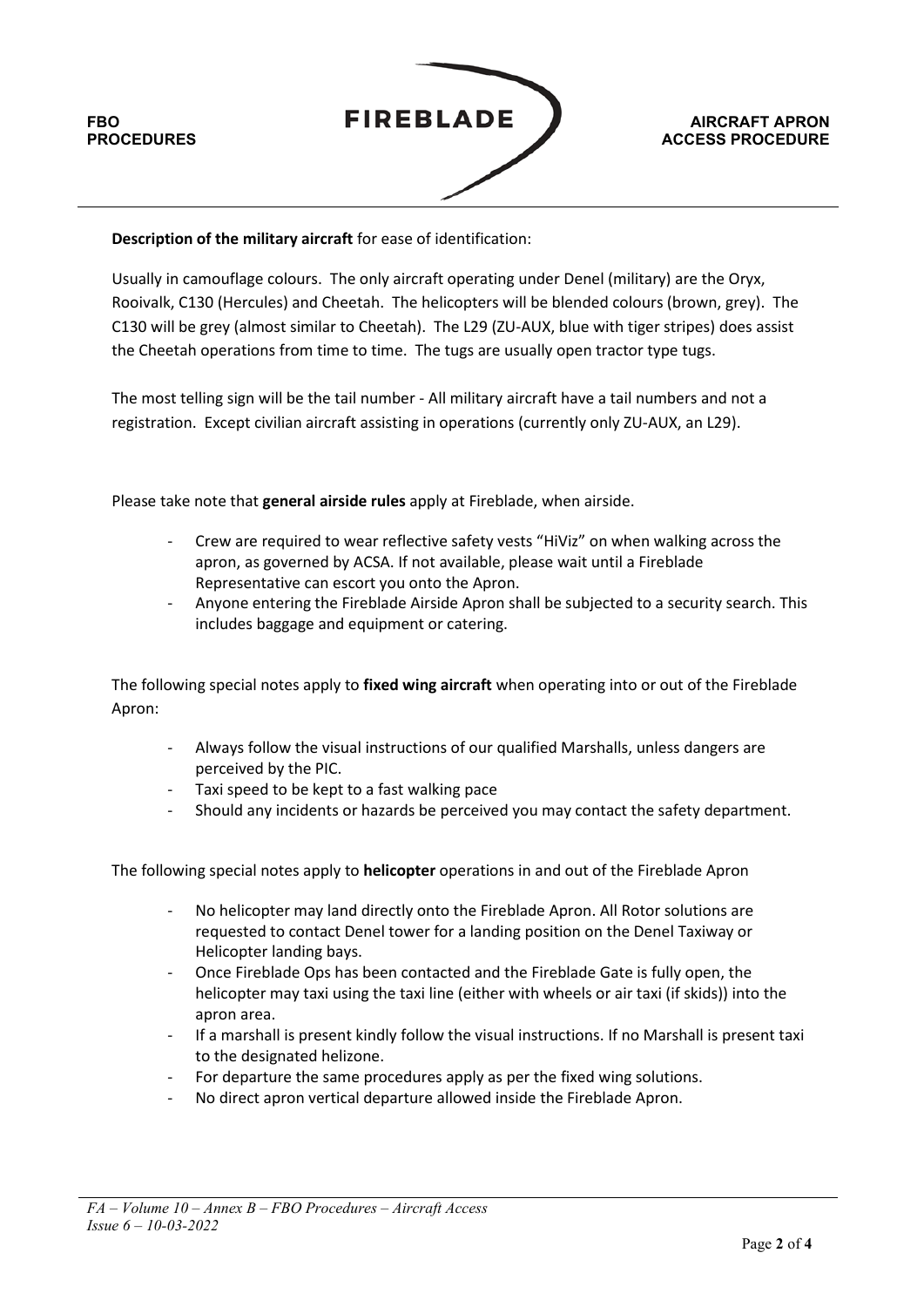**Description of the military aircraft** for ease of identification:

Usually in camouflage colours. The only aircraft operating under Denel (military) are the Oryx, Rooivalk, C130 (Hercules) and Cheetah. The helicopters will be blended colours (brown, grey). The C130 will be grey (almost similar to Cheetah). The L29 (ZU-AUX, blue with tiger stripes) does assist the Cheetah operations from time to time. The tugs are usually open tractor type tugs.

The most telling sign will be the tail number - All military aircraft have a tail numbers and not a registration. Except civilian aircraft assisting in operations (currently only ZU-AUX, an L29).

Please take note that **general airside rules** apply at Fireblade, when airside.

- Crew are required to wear reflective safety vests "HiViz" on when walking across the apron, as governed by ACSA. If not available, please wait until a Fireblade Representative can escort you onto the Apron.
- Anyone entering the Fireblade Airside Apron shall be subjected to a security search. This includes baggage and equipment or catering.

The following special notes apply to **fixed wing aircraft** when operating into or out of the Fireblade Apron:

- Always follow the visual instructions of our qualified Marshalls, unless dangers are perceived by the PIC.
- Taxi speed to be kept to a fast walking pace
- Should any incidents or hazards be perceived you may contact the safety department.

The following special notes apply to **helicopter** operations in and out of the Fireblade Apron

- No helicopter may land directly onto the Fireblade Apron. All Rotor solutions are requested to contact Denel tower for a landing position on the Denel Taxiway or Helicopter landing bays.
- Once Fireblade Ops has been contacted and the Fireblade Gate is fully open, the helicopter may taxi using the taxi line (either with wheels or air taxi (if skids)) into the apron area.
- If a marshall is present kindly follow the visual instructions. If no Marshall is present taxi to the designated helizone.
- For departure the same procedures apply as per the fixed wing solutions.
- No direct apron vertical departure allowed inside the Fireblade Apron.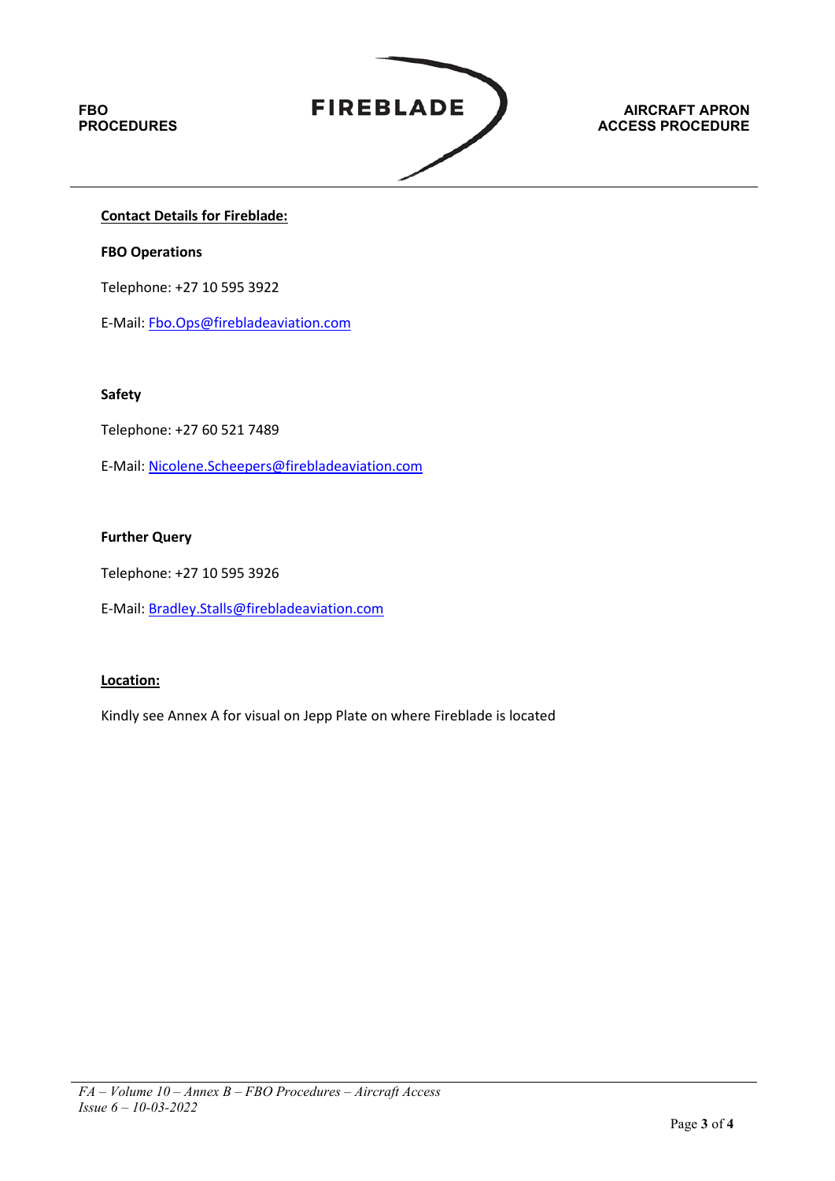## Contact Details for Fireblade:

**FBO Operations**

Telephone: +27 10 595 3922

E-Mail: Fbo.Ops@firebladeaviation.com

**Safety**

Telephone: +27 60 521 7489

E-Mail: Nicolene.Scheepers@firebladeaviation.com

**Further Query**

Telephone: +27 10 595 3926

E-Mail: Bradley.Stalls@firebladeaviation.com

## Location:

Kindly see Annex A for visual on Jepp Plate on where Fireblade is located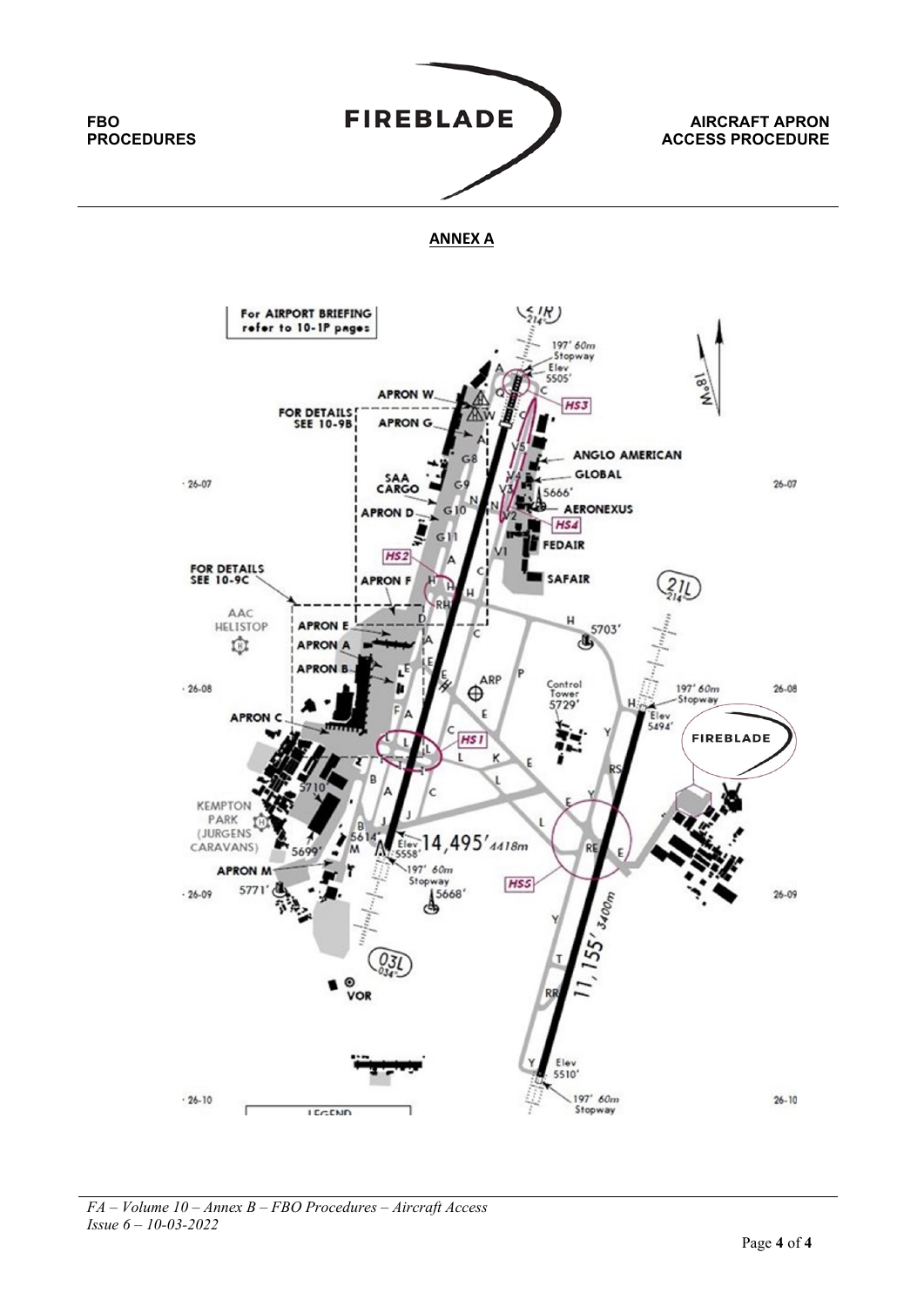## ANNEX A

For AIRPORT BRIEFING refer to 10-1P pages

FOR DETAILS SEE 10-9B

FOR DETAILS SEE 10-9C

APRON W

APRON G

SAA CARGO

APRON D

APRON F

APRON E

APRON A

APRON B

APRON C

APRON M

AAC HELISTOP

KEMPTON PARK (JURGENS CARAVANS)

ANGLO AMERICAN

GLOBAL

AERONEXUS

FEDAIR

SAFAIR

FIREBLADE

HS1

HS2

HS3

HS4

HS5

21R 214°

21L 214°

03L 034°

197' 60m Stopway

Elev 5505'

Elev 5494'

Elev 5558'

Elev 5510'

5666'

5703'

5710'

5614'

5699'

5771'

5668'

Control Tower 5729'

ARP

VOR

14,495' 4418m

11,155' 3400m

18°W

26-07

26-08

26-09

26-10

LEGEND